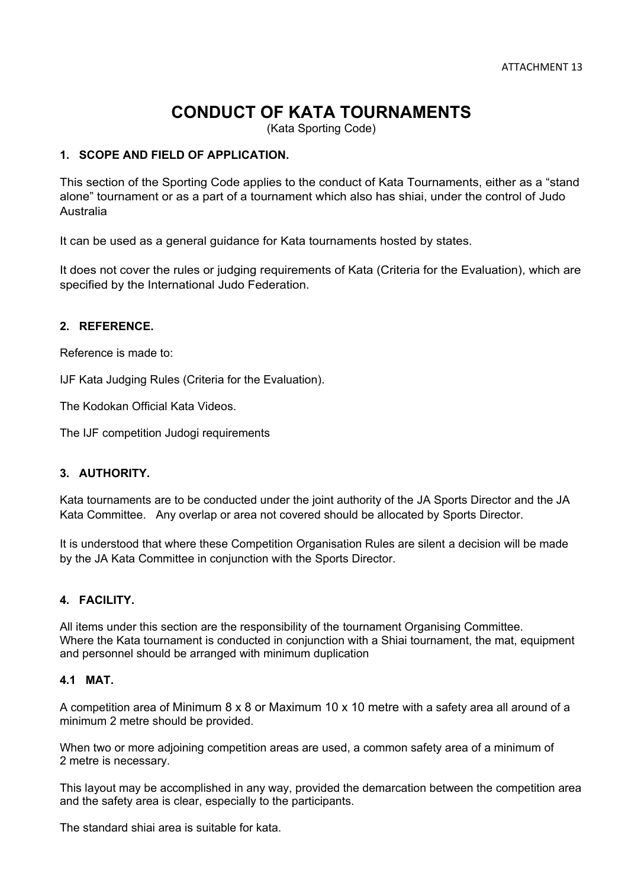ATTACHMENT 13

# CONDUCT OF KATA TOURNAMENTS

(Kata Sporting Code)

## 1. SCOPE AND FIELD OF APPLICATION.

This section of the Sporting Code applies to the conduct of Kata Tournaments, either as a "stand alone" tournament or as a part of a tournament which also has shiai, under the control of Judo Australia

It can be used as a general guidance for Kata tournaments hosted by states.

It does not cover the rules or judging requirements of Kata (Criteria for the Evaluation), which are specified by the International Judo Federation.

## 2. REFERENCE.

Reference is made to:

IJF Kata Judging Rules (Criteria for the Evaluation).

The Kodokan Official Kata Videos.

The IJF competition Judogi requirements

## 3. AUTHORITY.

Kata tournaments are to be conducted under the joint authority of the JA Sports Director and the JA Kata Committee. Any overlap or area not covered should be allocated by Sports Director.

It is understood that where these Competition Organisation Rules are silent a decision will be made by the JA Kata Committee in conjunction with the Sports Director.

## 4. FACILITY.

All items under this section are the responsibility of the tournament Organising Committee. Where the Kata tournament is conducted in conjunction with a Shiai tournament, the mat, equipment and personnel should be arranged with minimum duplication

### 4.1 MAT.

A competition area of Minimum 8 x 8 or Maximum 10 x 10 metre with a safety area all around of a minimum 2 metre should be provided.

When two or more adjoining competition areas are used, a common safety area of a minimum of 2 metre is necessary.

This layout may be accomplished in any way, provided the demarcation between the competition area and the safety area is clear, especially to the participants.

The standard shiai area is suitable for kata.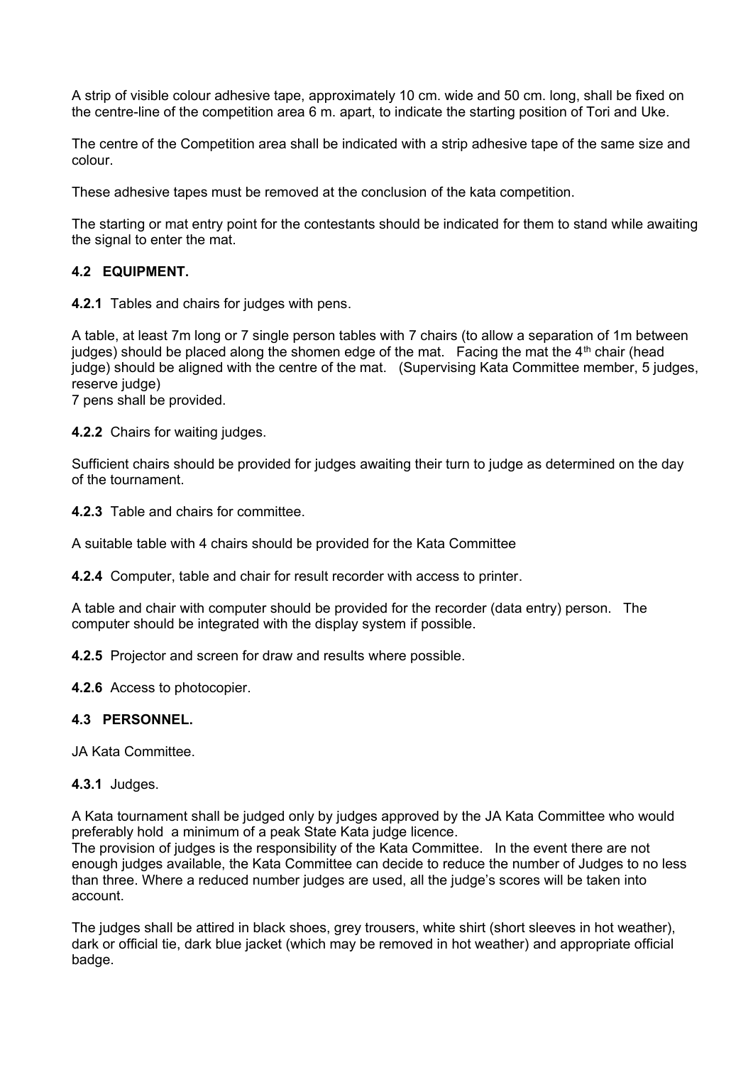A strip of visible colour adhesive tape, approximately 10 cm. wide and 50 cm. long, shall be fixed on the centre-line of the competition area 6 m. apart, to indicate the starting position of Tori and Uke.

The centre of the Competition area shall be indicated with a strip adhesive tape of the same size and colour.

These adhesive tapes must be removed at the conclusion of the kata competition.

The starting or mat entry point for the contestants should be indicated for them to stand while awaiting the signal to enter the mat.

### 4.2 EQUIPMENT.

**4.2.1** Tables and chairs for judges with pens.

A table, at least 7m long or 7 single person tables with 7 chairs (to allow a separation of 1m between judges) should be placed along the shomen edge of the mat. Facing the mat the 4th chair (head judge) should be aligned with the centre of the mat. (Supervising Kata Committee member, 5 judges, reserve judge)
7 pens shall be provided.

**4.2.2** Chairs for waiting judges.

Sufficient chairs should be provided for judges awaiting their turn to judge as determined on the day of the tournament.

**4.2.3** Table and chairs for committee.

A suitable table with 4 chairs should be provided for the Kata Committee

**4.2.4** Computer, table and chair for result recorder with access to printer.

A table and chair with computer should be provided for the recorder (data entry) person. The computer should be integrated with the display system if possible.

**4.2.5** Projector and screen for draw and results where possible.

**4.2.6** Access to photocopier.

### 4.3 PERSONNEL.

JA Kata Committee.

**4.3.1** Judges.

A Kata tournament shall be judged only by judges approved by the JA Kata Committee who would preferably hold a minimum of a peak State Kata judge licence.
The provision of judges is the responsibility of the Kata Committee. In the event there are not enough judges available, the Kata Committee can decide to reduce the number of Judges to no less than three. Where a reduced number judges are used, all the judge's scores will be taken into account.

The judges shall be attired in black shoes, grey trousers, white shirt (short sleeves in hot weather), dark or official tie, dark blue jacket (which may be removed in hot weather) and appropriate official badge.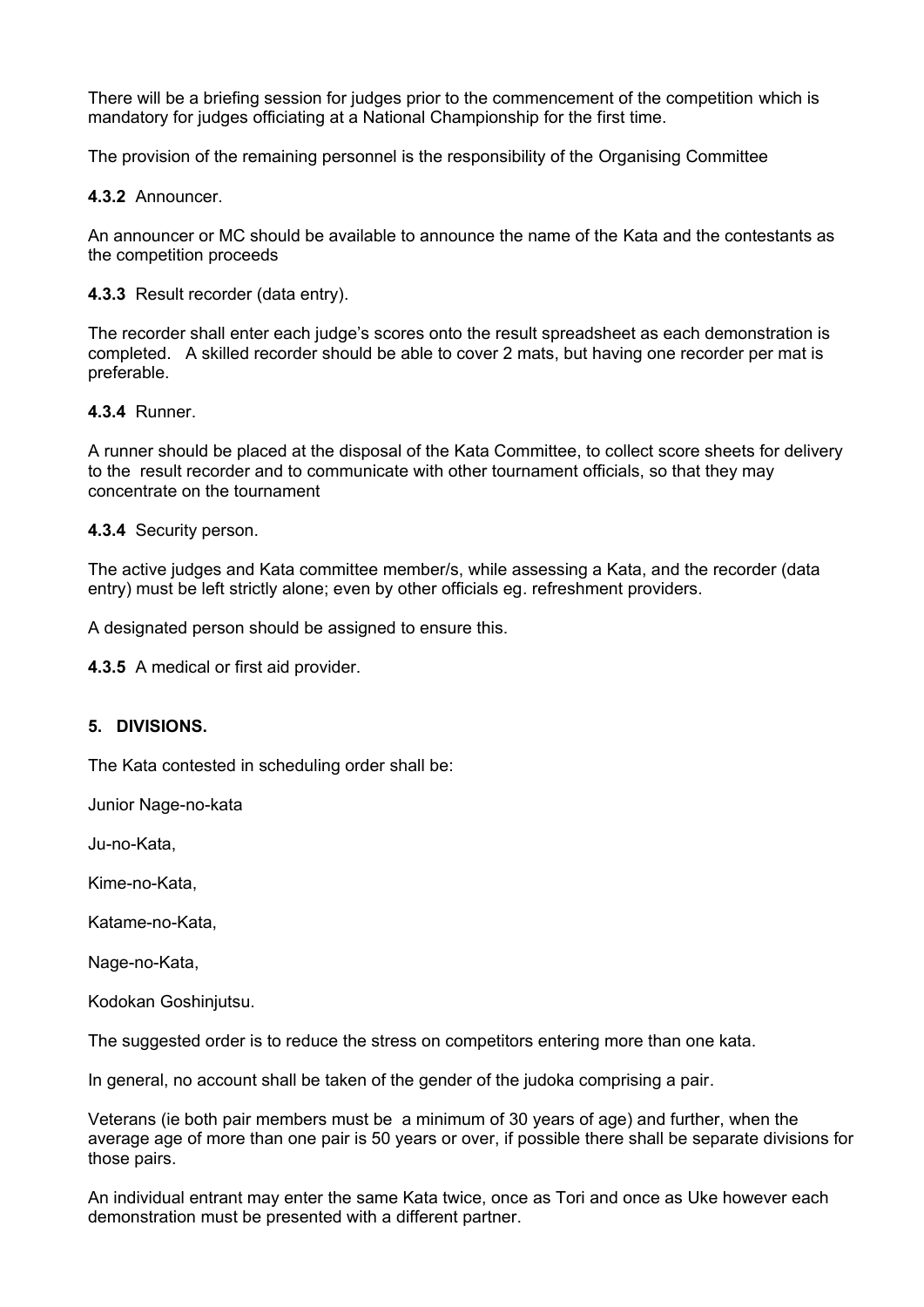There will be a briefing session for judges prior to the commencement of the competition which is mandatory for judges officiating at a National Championship for the first time.

The provision of the remaining personnel is the responsibility of the Organising Committee

**4.3.2** Announcer.

An announcer or MC should be available to announce the name of the Kata and the contestants as the competition proceeds

**4.3.3** Result recorder (data entry).

The recorder shall enter each judge's scores onto the result spreadsheet as each demonstration is completed. A skilled recorder should be able to cover 2 mats, but having one recorder per mat is preferable.

**4.3.4** Runner.

A runner should be placed at the disposal of the Kata Committee, to collect score sheets for delivery to the result recorder and to communicate with other tournament officials, so that they may concentrate on the tournament

**4.3.4** Security person.

The active judges and Kata committee member/s, while assessing a Kata, and the recorder (data entry) must be left strictly alone; even by other officials eg. refreshment providers.

A designated person should be assigned to ensure this.

**4.3.5** A medical or first aid provider.

## 5. DIVISIONS.

The Kata contested in scheduling order shall be:

Junior Nage-no-kata

Ju-no-Kata,

Kime-no-Kata,

Katame-no-Kata,

Nage-no-Kata,

Kodokan Goshinjutsu.

The suggested order is to reduce the stress on competitors entering more than one kata.

In general, no account shall be taken of the gender of the judoka comprising a pair.

Veterans (ie both pair members must be a minimum of 30 years of age) and further, when the average age of more than one pair is 50 years or over, if possible there shall be separate divisions for those pairs.

An individual entrant may enter the same Kata twice, once as Tori and once as Uke however each demonstration must be presented with a different partner.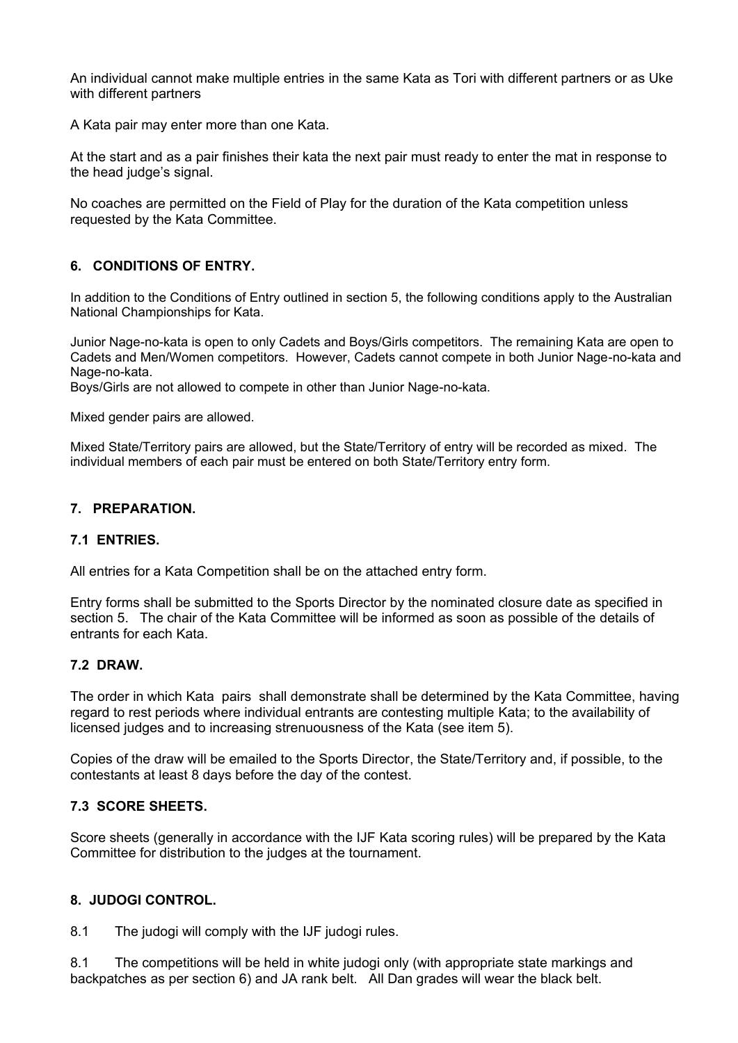An individual cannot make multiple entries in the same Kata as Tori with different partners or as Uke with different partners

A Kata pair may enter more than one Kata.

At the start and as a pair finishes their kata the next pair must ready to enter the mat in response to the head judge's signal.

No coaches are permitted on the Field of Play for the duration of the Kata competition unless requested by the Kata Committee.

## 6. CONDITIONS OF ENTRY.

In addition to the Conditions of Entry outlined in section 5, the following conditions apply to the Australian National Championships for Kata.

Junior Nage-no-kata is open to only Cadets and Boys/Girls competitors. The remaining Kata are open to Cadets and Men/Women competitors. However, Cadets cannot compete in both Junior Nage-no-kata and Nage-no-kata.
Boys/Girls are not allowed to compete in other than Junior Nage-no-kata.

Mixed gender pairs are allowed.

Mixed State/Territory pairs are allowed, but the State/Territory of entry will be recorded as mixed. The individual members of each pair must be entered on both State/Territory entry form.

## 7. PREPARATION.

### 7.1 ENTRIES.

All entries for a Kata Competition shall be on the attached entry form.

Entry forms shall be submitted to the Sports Director by the nominated closure date as specified in section 5. The chair of the Kata Committee will be informed as soon as possible of the details of entrants for each Kata.

### 7.2 DRAW.

The order in which Kata pairs shall demonstrate shall be determined by the Kata Committee, having regard to rest periods where individual entrants are contesting multiple Kata; to the availability of licensed judges and to increasing strenuousness of the Kata (see item 5).

Copies of the draw will be emailed to the Sports Director, the State/Territory and, if possible, to the contestants at least 8 days before the day of the contest.

### 7.3 SCORE SHEETS.

Score sheets (generally in accordance with the IJF Kata scoring rules) will be prepared by the Kata Committee for distribution to the judges at the tournament.

## 8. JUDOGI CONTROL.

8.1 The judogi will comply with the IJF judogi rules.

8.1 The competitions will be held in white judogi only (with appropriate state markings and backpatches as per section 6) and JA rank belt. All Dan grades will wear the black belt.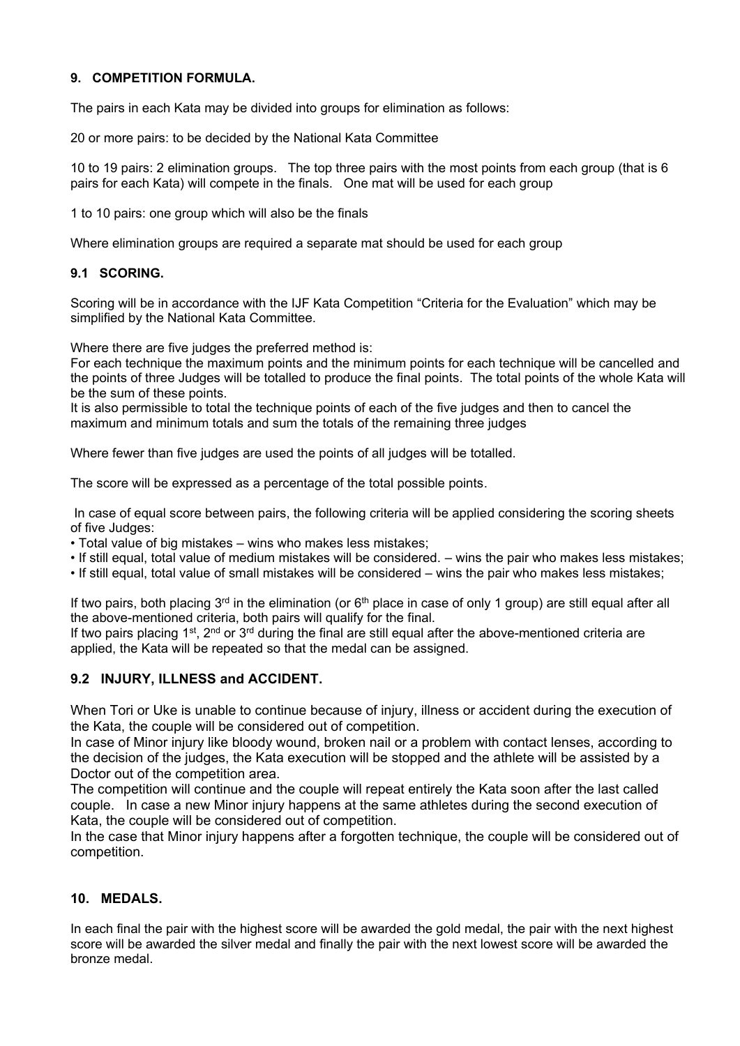## 9. COMPETITION FORMULA.

The pairs in each Kata may be divided into groups for elimination as follows:

20 or more pairs: to be decided by the National Kata Committee

10 to 19 pairs: 2 elimination groups. The top three pairs with the most points from each group (that is 6 pairs for each Kata) will compete in the finals. One mat will be used for each group

1 to 10 pairs: one group which will also be the finals

Where elimination groups are required a separate mat should be used for each group

### 9.1 SCORING.

Scoring will be in accordance with the IJF Kata Competition "Criteria for the Evaluation" which may be simplified by the National Kata Committee.

Where there are five judges the preferred method is:
For each technique the maximum points and the minimum points for each technique will be cancelled and the points of three Judges will be totalled to produce the final points. The total points of the whole Kata will be the sum of these points.
It is also permissible to total the technique points of each of the five judges and then to cancel the maximum and minimum totals and sum the totals of the remaining three judges

Where fewer than five judges are used the points of all judges will be totalled.

The score will be expressed as a percentage of the total possible points.

In case of equal score between pairs, the following criteria will be applied considering the scoring sheets of five Judges:

- Total value of big mistakes – wins who makes less mistakes;
- If still equal, total value of medium mistakes will be considered. – wins the pair who makes less mistakes;
- If still equal, total value of small mistakes will be considered – wins the pair who makes less mistakes;

If two pairs, both placing 3rd in the elimination (or 6th place in case of only 1 group) are still equal after all the above-mentioned criteria, both pairs will qualify for the final.
If two pairs placing 1st, 2nd or 3rd during the final are still equal after the above-mentioned criteria are applied, the Kata will be repeated so that the medal can be assigned.

### 9.2 INJURY, ILLNESS and ACCIDENT.

When Tori or Uke is unable to continue because of injury, illness or accident during the execution of the Kata, the couple will be considered out of competition.
In case of Minor injury like bloody wound, broken nail or a problem with contact lenses, according to the decision of the judges, the Kata execution will be stopped and the athlete will be assisted by a Doctor out of the competition area.
The competition will continue and the couple will repeat entirely the Kata soon after the last called couple. In case a new Minor injury happens at the same athletes during the second execution of Kata, the couple will be considered out of competition.
In the case that Minor injury happens after a forgotten technique, the couple will be considered out of competition.

## 10. MEDALS.

In each final the pair with the highest score will be awarded the gold medal, the pair with the next highest score will be awarded the silver medal and finally the pair with the next lowest score will be awarded the bronze medal.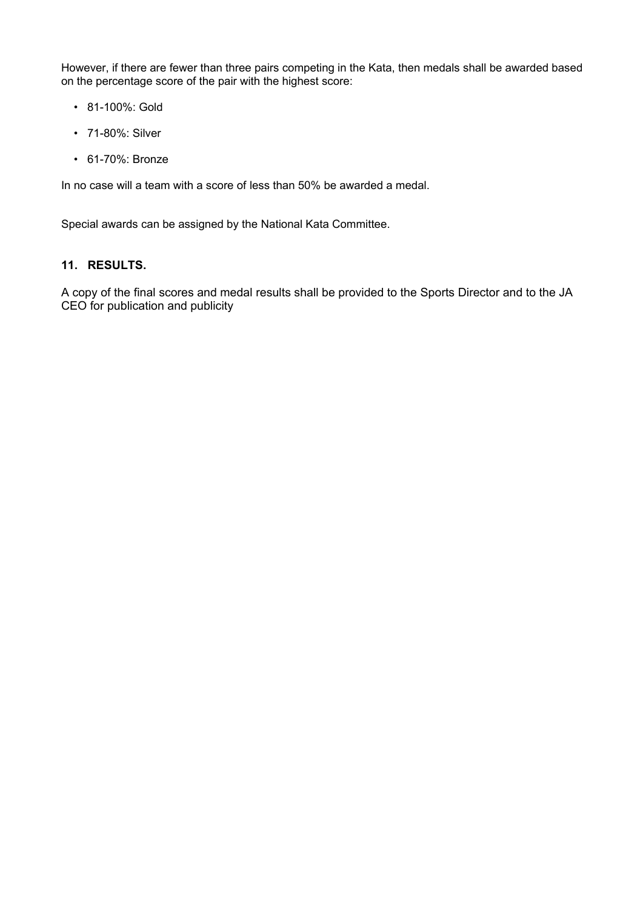However, if there are fewer than three pairs competing in the Kata, then medals shall be awarded based on the percentage score of the pair with the highest score:

- 81-100%: Gold
- 71-80%: Silver
- 61-70%: Bronze

In no case will a team with a score of less than 50% be awarded a medal.

Special awards can be assigned by the National Kata Committee.

## 11. RESULTS.

A copy of the final scores and medal results shall be provided to the Sports Director and to the JA CEO for publication and publicity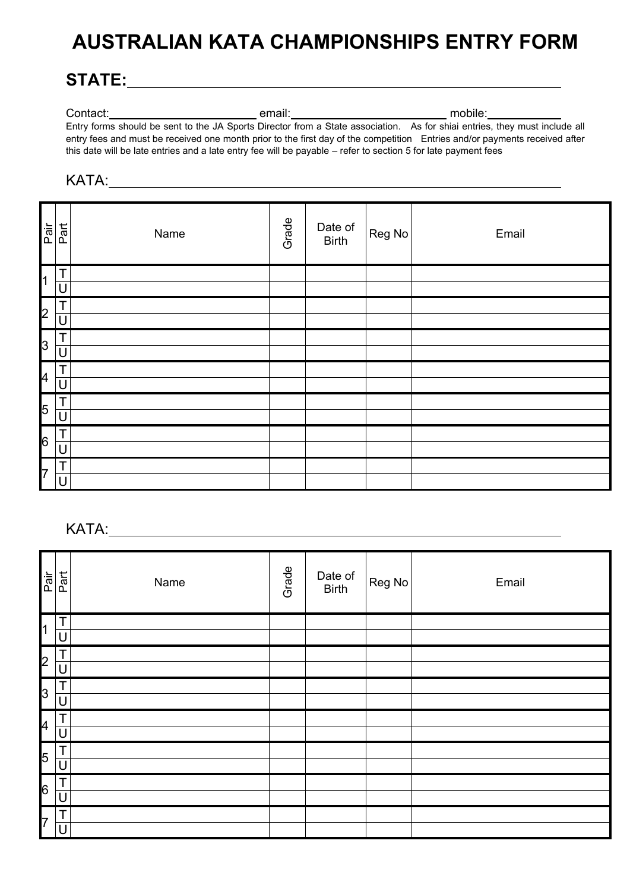# AUSTRALIAN KATA CHAMPIONSHIPS ENTRY FORM

## STATE: \_\_\_\_\_\_\_\_\_\_\_\_\_\_\_\_\_\_\_\_\_\_\_\_\_\_\_\_\_\_\_\_\_\_\_\_\_\_\_\_\_\_\_\_

Contact: \_\_\_\_\_\_\_\_\_\_\_\_\_\_\_\_\_\_\_\_ email: \_\_\_\_\_\_\_\_\_\_\_\_\_\_\_\_\_\_\_\_ mobile: \_\_\_\_\_\_\_\_\_\_

Entry forms should be sent to the JA Sports Director from a State association. As for shiai entries, they must include all entry fees and must be received one month prior to the first day of the competition Entries and/or payments received after this date will be late entries and a late entry fee will be payable – refer to section 5 for late payment fees

KATA: \_\_\_\_\_\_\_\_\_\_\_\_\_\_\_\_\_\_\_\_\_\_\_\_\_\_\_\_\_\_\_\_\_\_\_\_\_\_\_\_\_\_\_\_

| Pair | Part | Name | Grade | Date of Birth | Reg No | Email |
|---|---|---|---|---|---|---|
| 1 | T | | | | | |
| | U | | | | | |
| 2 | T | | | | | |
| | U | | | | | |
| 3 | T | | | | | |
| | U | | | | | |
| 4 | T | | | | | |
| | U | | | | | |
| 5 | T | | | | | |
| | U | | | | | |
| 6 | T | | | | | |
| | U | | | | | |
| 7 | T | | | | | |
| | U | | | | | |

KATA: \_\_\_\_\_\_\_\_\_\_\_\_\_\_\_\_\_\_\_\_\_\_\_\_\_\_\_\_\_\_\_\_\_\_\_\_\_\_\_\_\_\_\_\_

| Pair | Part | Name | Grade | Date of Birth | Reg No | Email |
|---|---|---|---|---|---|---|
| 1 | T | | | | | |
| | U | | | | | |
| 2 | T | | | | | |
| | U | | | | | |
| 3 | T | | | | | |
| | U | | | | | |
| 4 | T | | | | | |
| | U | | | | | |
| 5 | T | | | | | |
| | U | | | | | |
| 6 | T | | | | | |
| | U | | | | | |
| 7 | T | | | | | |
| | U | | | | | |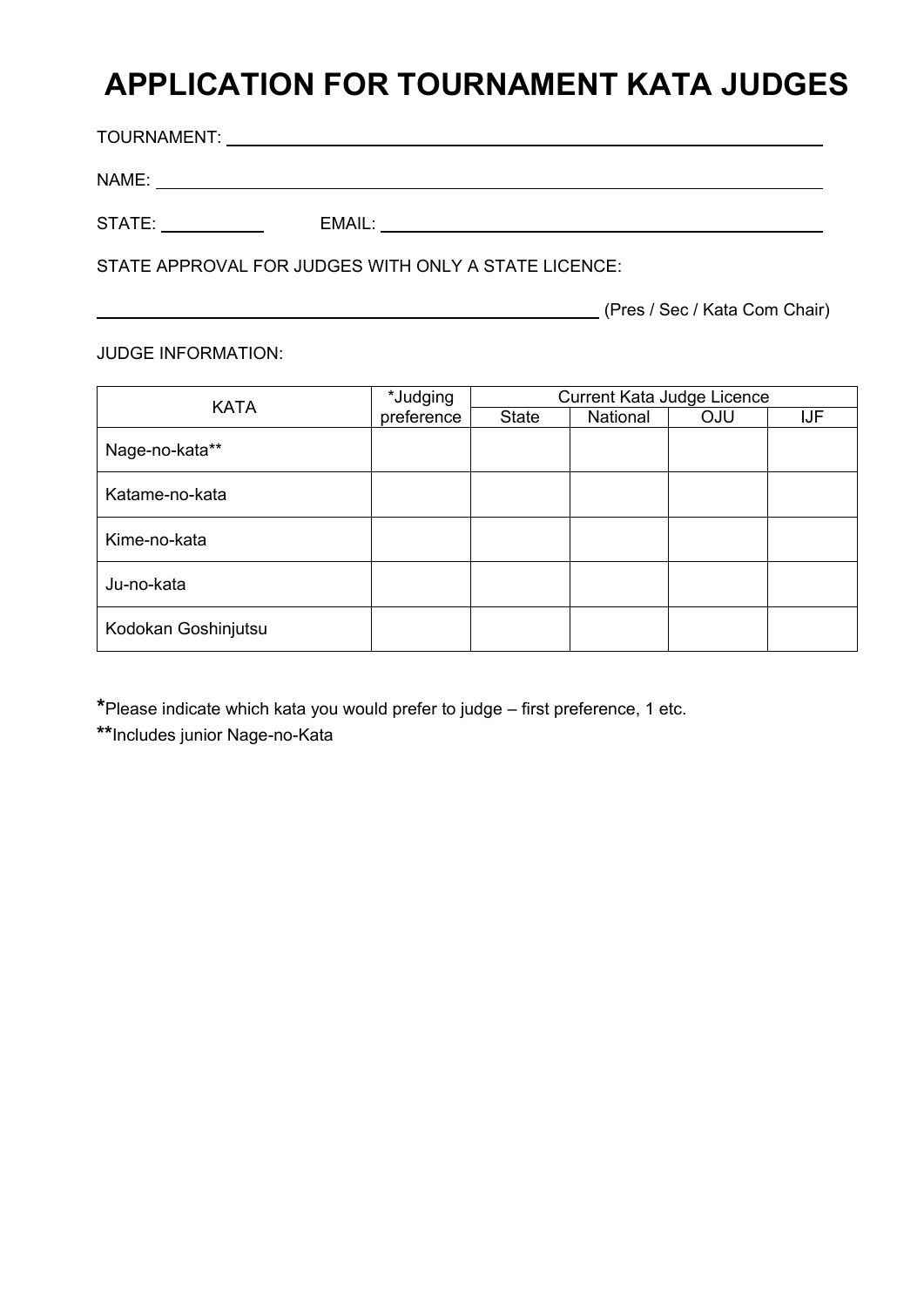# APPLICATION FOR TOURNAMENT KATA JUDGES

TOURNAMENT: ____________________________________________

NAME: ____________________________________________

STATE: __________ EMAIL: ______________________________

STATE APPROVAL FOR JUDGES WITH ONLY A STATE LICENCE:

____________________________________________ (Pres / Sec / Kata Com Chair)

JUDGE INFORMATION:

| KATA | *Judging preference | Current Kata Judge Licence | | | |
|---|---|---|---|---|---|
| | | State | National | OJU | IJF |
| Nage-no-kata** | | | | | |
| Katame-no-kata | | | | | |
| Kime-no-kata | | | | | |
| Ju-no-kata | | | | | |
| Kodokan Goshinjutsu | | | | | |

**\***Please indicate which kata you would prefer to judge – first preference, 1 etc.

**\*\***Includes junior Nage-no-Kata